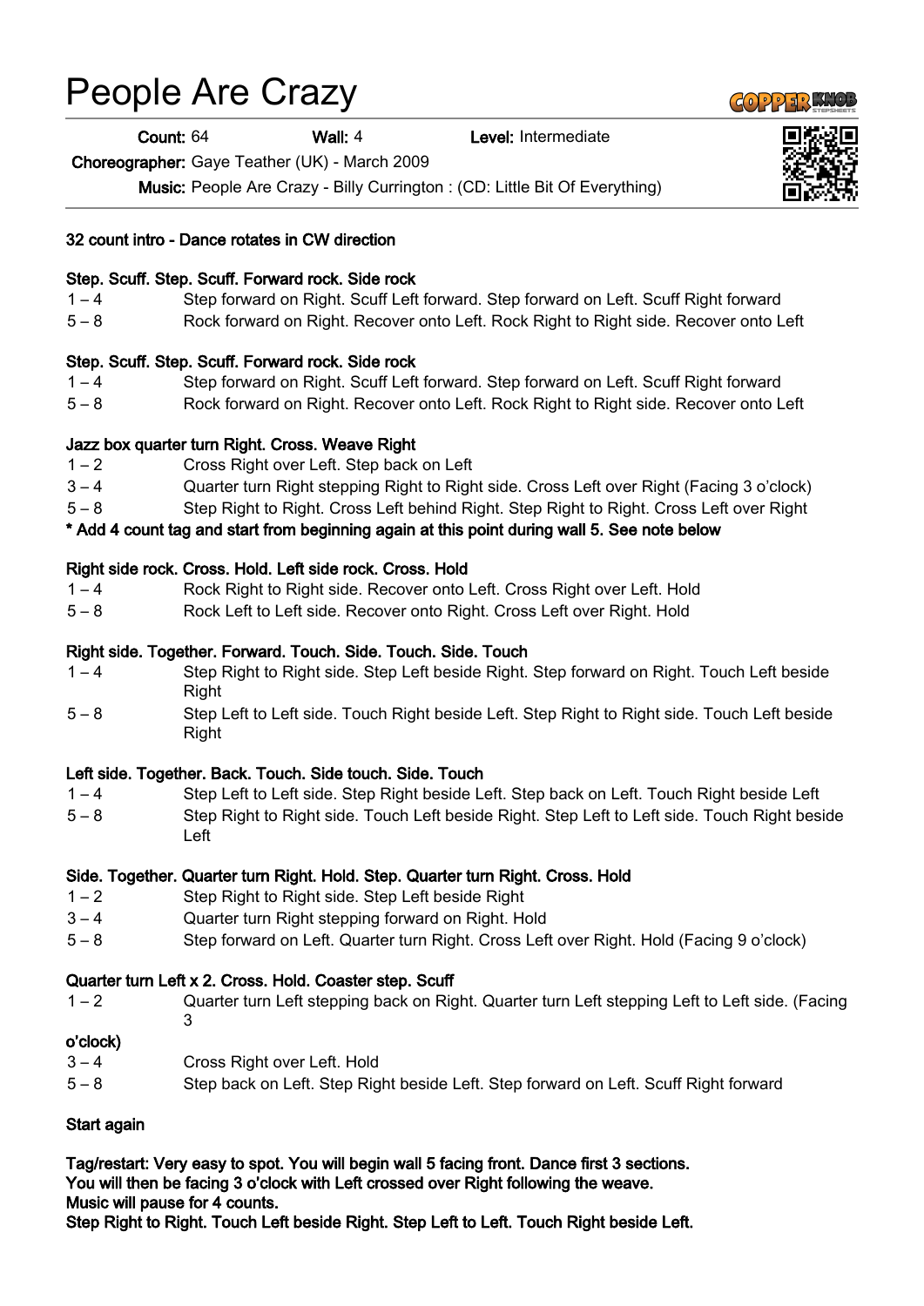# People Are Crazy

**Count:** 64 **Wall:** 4 **Level:** Intermediate

**Choreographer:** Gaye Teather (UK) - March 2009

**Music:** People Are Crazy - Billy Currington : (CD: Little Bit Of Everything)

**32 count intro - Dance rotates in CW direction**

**Step. Scuff. Step. Scuff. Forward rock. Side rock**

1 – 4 Step forward on Right. Scuff Left forward. Step forward on Left. Scuff Right forward

5 – 8 Rock forward on Right. Recover onto Left. Rock Right to Right side. Recover onto Left

**Step. Scuff. Step. Scuff. Forward rock. Side rock**

1 – 4 Step forward on Right. Scuff Left forward. Step forward on Left. Scuff Right forward

5 – 8 Rock forward on Right. Recover onto Left. Rock Right to Right side. Recover onto Left

**Jazz box quarter turn Right. Cross. Weave Right**

1 – 2 Cross Right over Left. Step back on Left

3 – 4 Quarter turn Right stepping Right to Right side. Cross Left over Right (Facing 3 o'clock)

5 – 8 Step Right to Right. Cross Left behind Right. Step Right to Right. Cross Left over Right

**\* Add 4 count tag and start from beginning again at this point during wall 5. See note below**

**Right side rock. Cross. Hold. Left side rock. Cross. Hold**

1 – 4 Rock Right to Right side. Recover onto Left. Cross Right over Left. Hold

5 – 8 Rock Left to Left side. Recover onto Right. Cross Left over Right. Hold

**Right side. Together. Forward. Touch. Side. Touch. Side. Touch**

1 – 4 Step Right to Right side. Step Left beside Right. Step forward on Right. Touch Left beside Right

5 – 8 Step Left to Left side. Touch Right beside Left. Step Right to Right side. Touch Left beside Right

**Left side. Together. Back. Touch. Side touch. Side. Touch**

1 – 4 Step Left to Left side. Step Right beside Left. Step back on Left. Touch Right beside Left

5 – 8 Step Right to Right side. Touch Left beside Right. Step Left to Left side. Touch Right beside Left

**Side. Together. Quarter turn Right. Hold. Step. Quarter turn Right. Cross. Hold**

1 – 2 Step Right to Right side. Step Left beside Right

3 – 4 Quarter turn Right stepping forward on Right. Hold

5 – 8 Step forward on Left. Quarter turn Right. Cross Left over Right. Hold (Facing 9 o'clock)

**Quarter turn Left x 2. Cross. Hold. Coaster step. Scuff**

1 – 2 Quarter turn Left stepping back on Right. Quarter turn Left stepping Left to Left side. (Facing 3 o'clock)

3 – 4 Cross Right over Left. Hold

5 – 8 Step back on Left. Step Right beside Left. Step forward on Left. Scuff Right forward

**Start again**

**Tag/restart: Very easy to spot. You will begin wall 5 facing front. Dance first 3 sections.**
**You will then be facing 3 o'clock with Left crossed over Right following the weave.**
**Music will pause for 4 counts.**
**Step Right to Right. Touch Left beside Right. Step Left to Left. Touch Right beside Left.**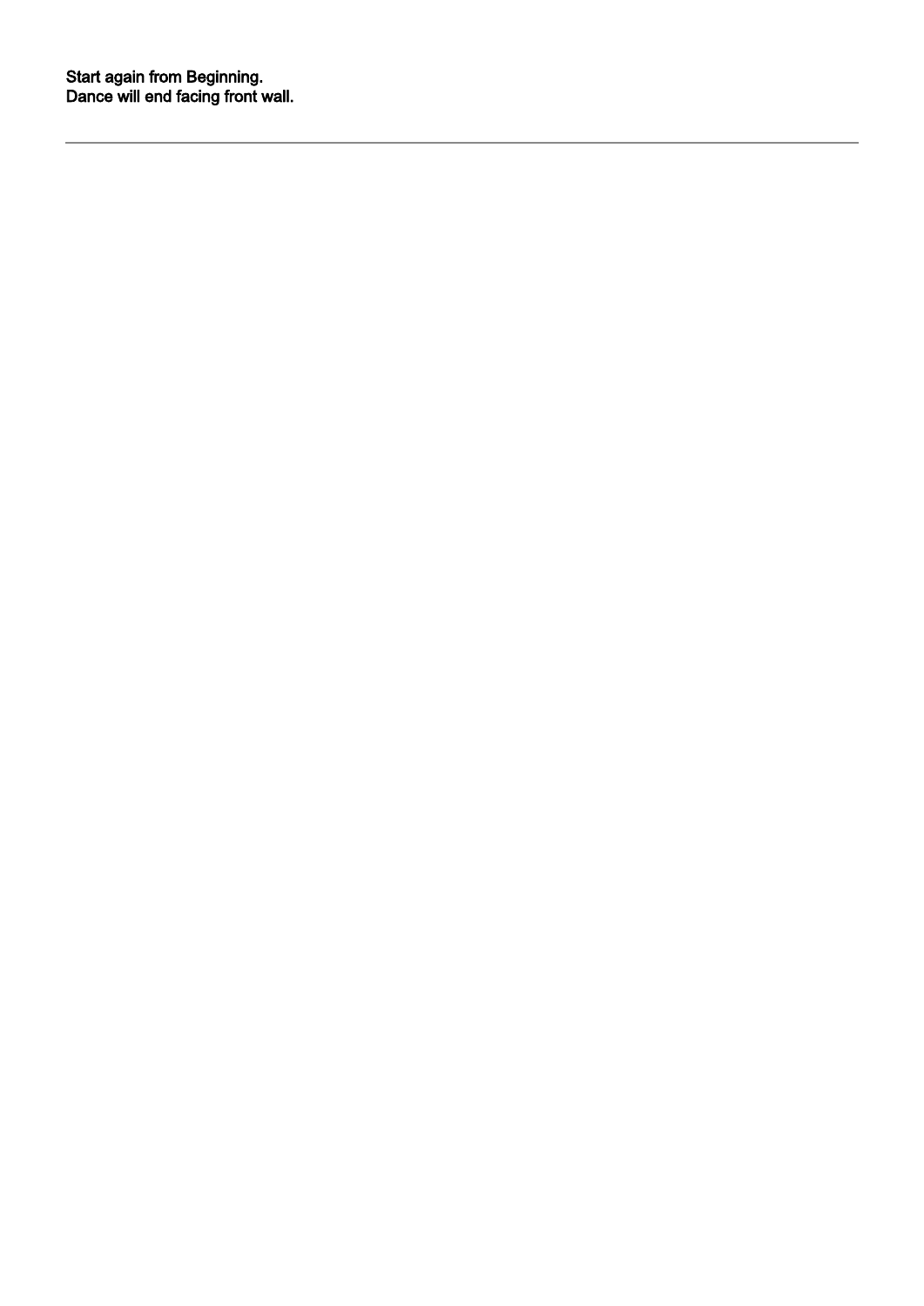Start again from Beginning.
Dance will end facing front wall.

---